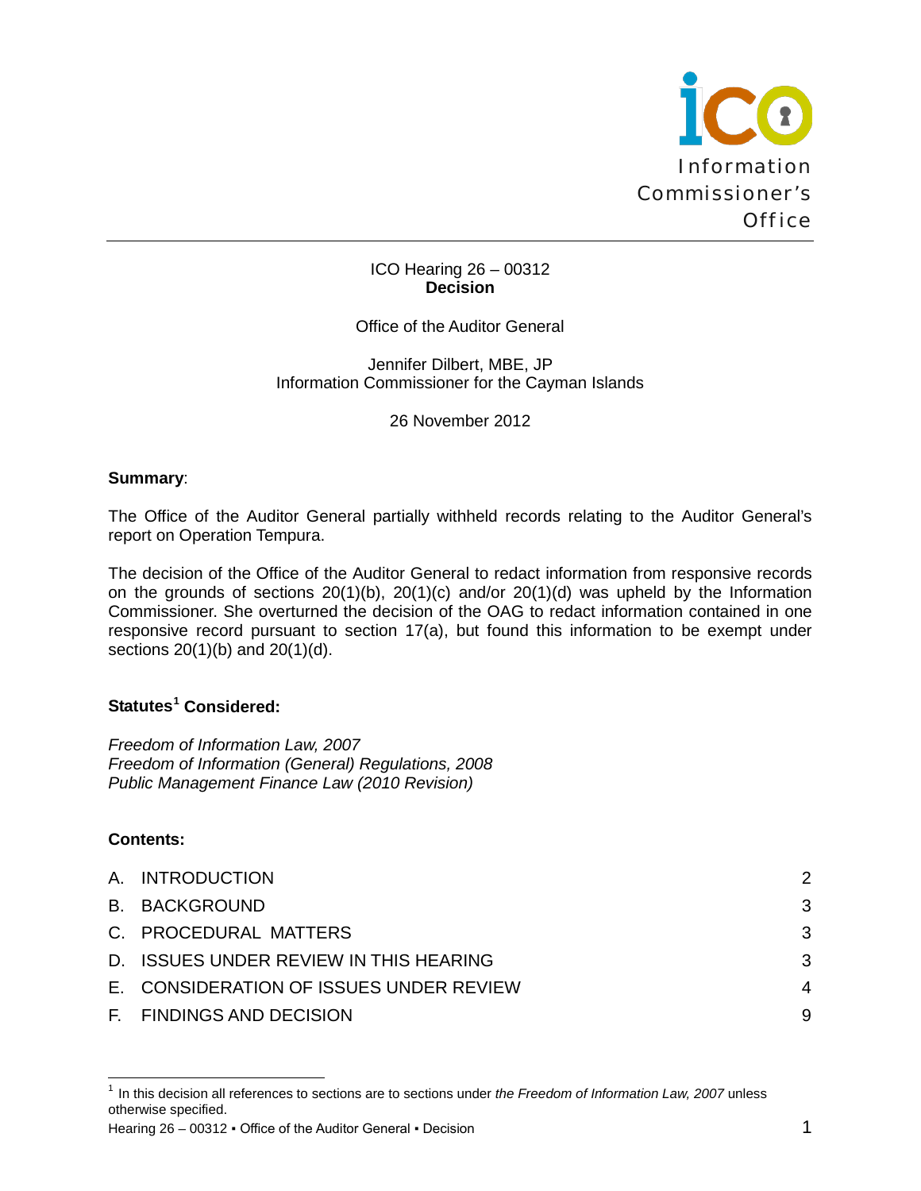Information Commissioner's Office

ICO Hearing 26 – 00312
**Decision**

Office of the Auditor General

Jennifer Dilbert, MBE, JP
Information Commissioner for the Cayman Islands

26 November 2012

**Summary**:

The Office of the Auditor General partially withheld records relating to the Auditor General's report on Operation Tempura.

The decision of the Office of the Auditor General to redact information from responsive records on the grounds of sections 20(1)(b), 20(1)(c) and/or 20(1)(d) was upheld by the Information Commissioner. She overturned the decision of the OAG to redact information contained in one responsive record pursuant to section 17(a), but found this information to be exempt under sections 20(1)(b) and 20(1)(d).

**Statutes[1] Considered:**

*Freedom of Information Law, 2007*
*Freedom of Information (General) Regulations, 2008*
*Public Management Finance Law (2010 Revision)*

**Contents:**

| | | |
|---|---|---|
| A. | INTRODUCTION | 2 |
| B. | BACKGROUND | 3 |
| C. | PROCEDURAL MATTERS | 3 |
| D. | ISSUES UNDER REVIEW IN THIS HEARING | 3 |
| E. | CONSIDERATION OF ISSUES UNDER REVIEW | 4 |
| F. | FINDINGS AND DECISION | 9 |

[1] In this decision all references to sections are to sections under *the Freedom of Information Law, 2007* unless otherwise specified.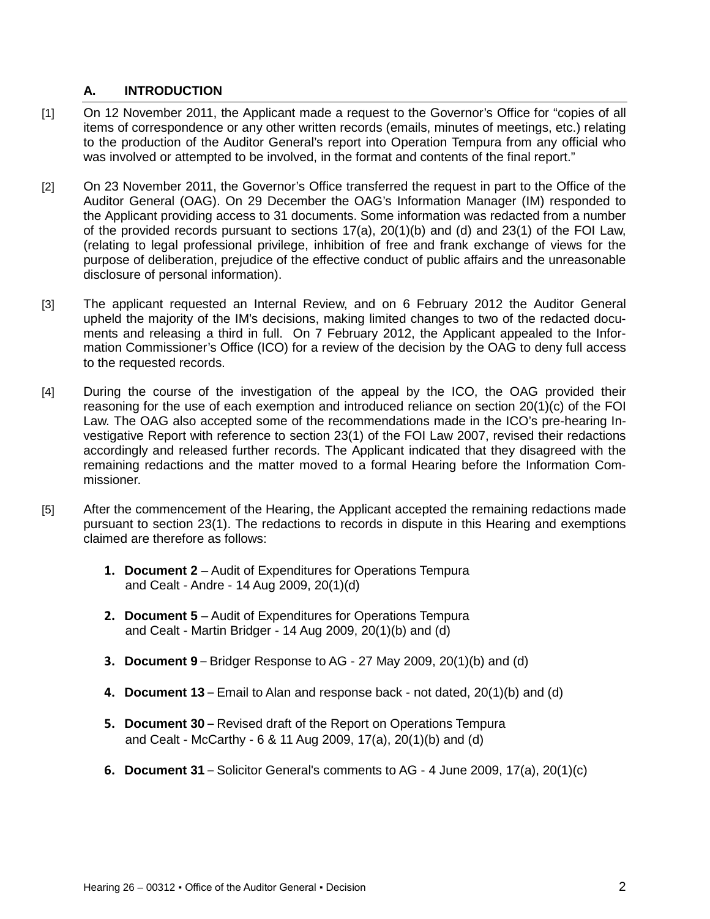## A. INTRODUCTION

[1] On 12 November 2011, the Applicant made a request to the Governor's Office for "copies of all items of correspondence or any other written records (emails, minutes of meetings, etc.) relating to the production of the Auditor General's report into Operation Tempura from any official who was involved or attempted to be involved, in the format and contents of the final report."

[2] On 23 November 2011, the Governor's Office transferred the request in part to the Office of the Auditor General (OAG). On 29 December the OAG's Information Manager (IM) responded to the Applicant providing access to 31 documents. Some information was redacted from a number of the provided records pursuant to sections 17(a), 20(1)(b) and (d) and 23(1) of the FOI Law, (relating to legal professional privilege, inhibition of free and frank exchange of views for the purpose of deliberation, prejudice of the effective conduct of public affairs and the unreasonable disclosure of personal information).

[3] The applicant requested an Internal Review, and on 6 February 2012 the Auditor General upheld the majority of the IM's decisions, making limited changes to two of the redacted documents and releasing a third in full. On 7 February 2012, the Applicant appealed to the Information Commissioner's Office (ICO) for a review of the decision by the OAG to deny full access to the requested records.

[4] During the course of the investigation of the appeal by the ICO, the OAG provided their reasoning for the use of each exemption and introduced reliance on section 20(1)(c) of the FOI Law. The OAG also accepted some of the recommendations made in the ICO's pre-hearing Investigative Report with reference to section 23(1) of the FOI Law 2007, revised their redactions accordingly and released further records. The Applicant indicated that they disagreed with the remaining redactions and the matter moved to a formal Hearing before the Information Commissioner.

[5] After the commencement of the Hearing, the Applicant accepted the remaining redactions made pursuant to section 23(1). The redactions to records in dispute in this Hearing and exemptions claimed are therefore as follows:

1. **Document 2** – Audit of Expenditures for Operations Tempura and Cealt - Andre - 14 Aug 2009, 20(1)(d)

2. **Document 5** – Audit of Expenditures for Operations Tempura and Cealt - Martin Bridger - 14 Aug 2009, 20(1)(b) and (d)

3. **Document 9** – Bridger Response to AG - 27 May 2009, 20(1)(b) and (d)

4. **Document 13** – Email to Alan and response back - not dated, 20(1)(b) and (d)

5. **Document 30** – Revised draft of the Report on Operations Tempura and Cealt - McCarthy - 6 & 11 Aug 2009, 17(a), 20(1)(b) and (d)

6. **Document 31** – Solicitor General's comments to AG - 4 June 2009, 17(a), 20(1)(c)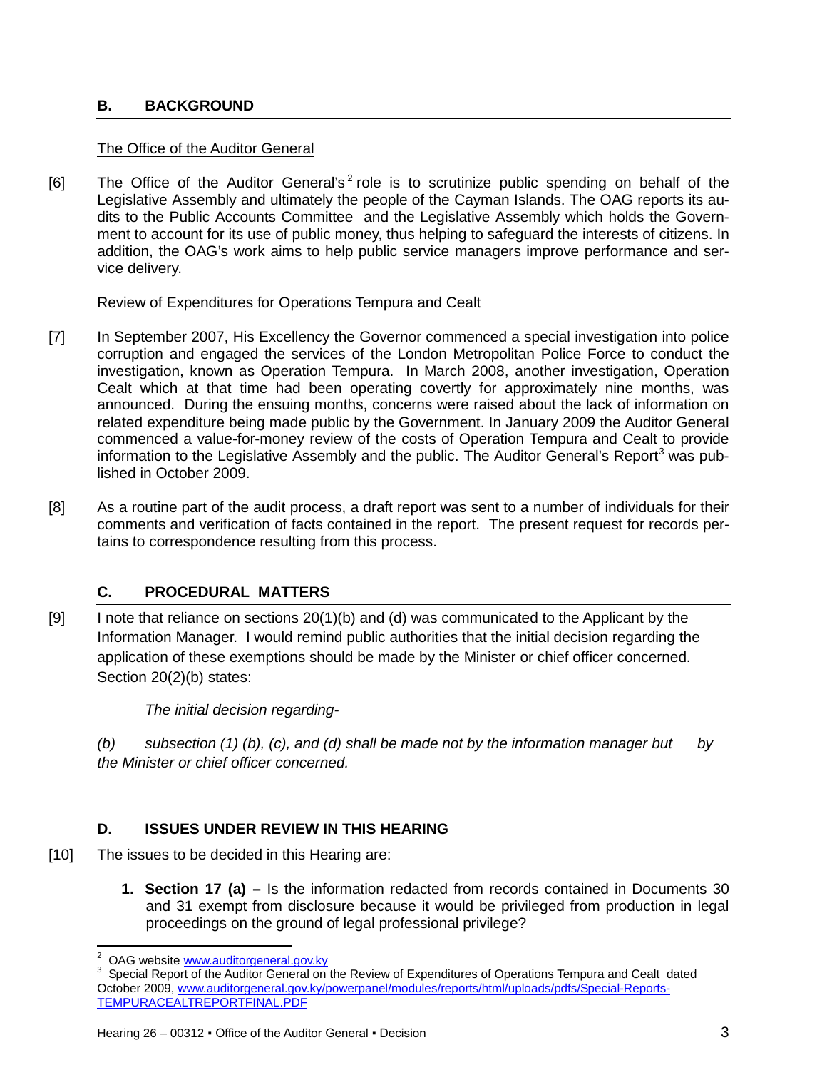## B. BACKGROUND

The Office of the Auditor General

[6] The Office of the Auditor General's[2] role is to scrutinize public spending on behalf of the Legislative Assembly and ultimately the people of the Cayman Islands. The OAG reports its audits to the Public Accounts Committee and the Legislative Assembly which holds the Government to account for its use of public money, thus helping to safeguard the interests of citizens. In addition, the OAG's work aims to help public service managers improve performance and service delivery.

Review of Expenditures for Operations Tempura and Cealt

[7] In September 2007, His Excellency the Governor commenced a special investigation into police corruption and engaged the services of the London Metropolitan Police Force to conduct the investigation, known as Operation Tempura. In March 2008, another investigation, Operation Cealt which at that time had been operating covertly for approximately nine months, was announced. During the ensuing months, concerns were raised about the lack of information on related expenditure being made public by the Government. In January 2009 the Auditor General commenced a value-for-money review of the costs of Operation Tempura and Cealt to provide information to the Legislative Assembly and the public. The Auditor General's Report[3] was published in October 2009.

[8] As a routine part of the audit process, a draft report was sent to a number of individuals for their comments and verification of facts contained in the report. The present request for records pertains to correspondence resulting from this process.

## C. PROCEDURAL MATTERS

[9] I note that reliance on sections 20(1)(b) and (d) was communicated to the Applicant by the Information Manager. I would remind public authorities that the initial decision regarding the application of these exemptions should be made by the Minister or chief officer concerned. Section 20(2)(b) states:

*The initial decision regarding-*

*(b) subsection (1) (b), (c), and (d) shall be made not by the information manager but by the Minister or chief officer concerned.*

## D. ISSUES UNDER REVIEW IN THIS HEARING

[10] The issues to be decided in this Hearing are:

1. **Section 17 (a) –** Is the information redacted from records contained in Documents 30 and 31 exempt from disclosure because it would be privileged from production in legal proceedings on the ground of legal professional privilege?

---

[2] OAG website www.auditorgeneral.gov.ky

[3] Special Report of the Auditor General on the Review of Expenditures of Operations Tempura and Cealt dated October 2009, www.auditorgeneral.gov.ky/powerpanel/modules/reports/html/uploads/pdfs/Special-Reports-TEMPURACEALTREPORTFINAL.PDF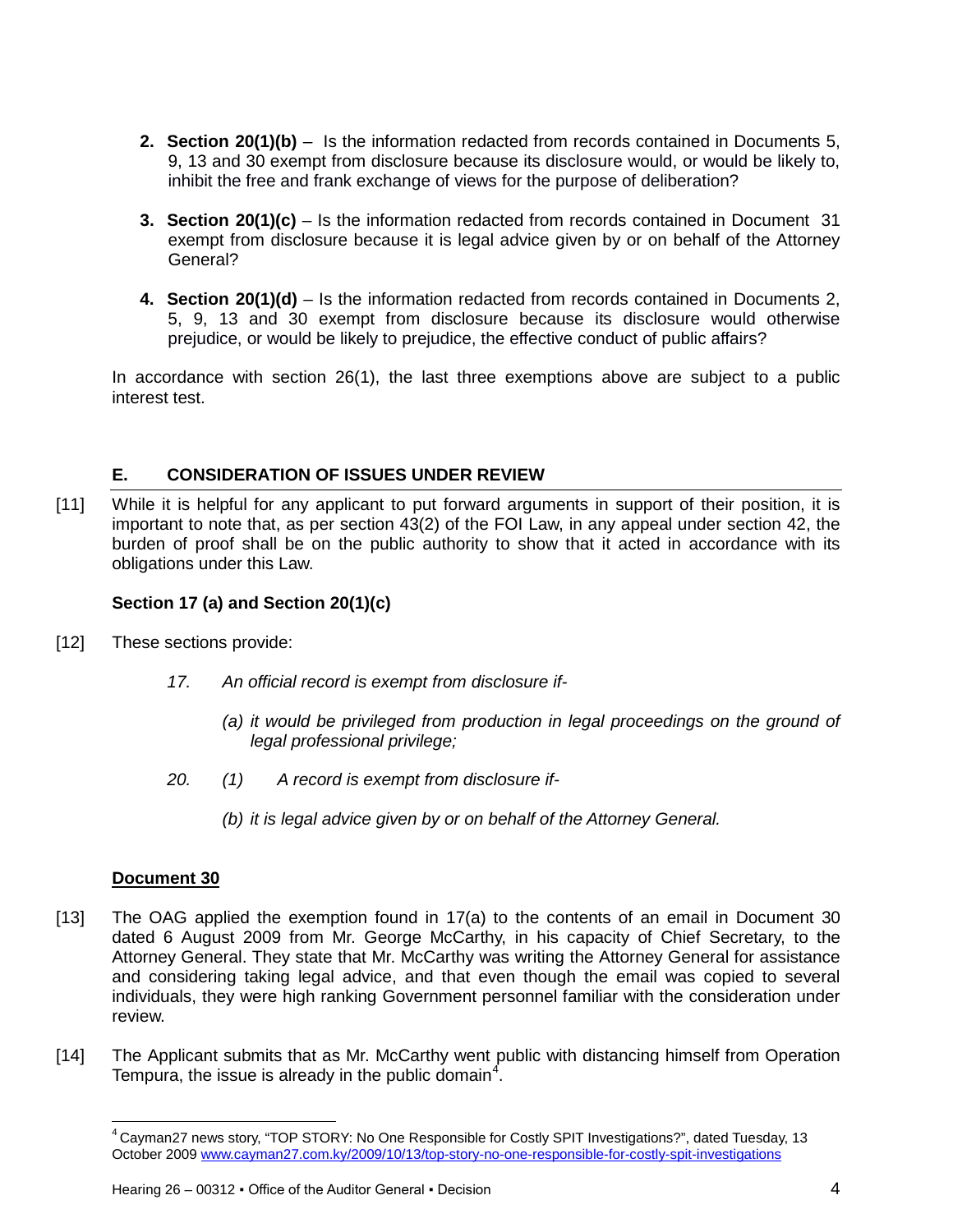2. **Section 20(1)(b)** – Is the information redacted from records contained in Documents 5, 9, 13 and 30 exempt from disclosure because its disclosure would, or would be likely to, inhibit the free and frank exchange of views for the purpose of deliberation?

3. **Section 20(1)(c)** – Is the information redacted from records contained in Document 31 exempt from disclosure because it is legal advice given by or on behalf of the Attorney General?

4. **Section 20(1)(d)** – Is the information redacted from records contained in Documents 2, 5, 9, 13 and 30 exempt from disclosure because its disclosure would otherwise prejudice, or would be likely to prejudice, the effective conduct of public affairs?

In accordance with section 26(1), the last three exemptions above are subject to a public interest test.

## E. CONSIDERATION OF ISSUES UNDER REVIEW

[11] While it is helpful for any applicant to put forward arguments in support of their position, it is important to note that, as per section 43(2) of the FOI Law, in any appeal under section 42, the burden of proof shall be on the public authority to show that it acted in accordance with its obligations under this Law.

### Section 17 (a) and Section 20(1)(c)

[12] These sections provide:

> *17. An official record is exempt from disclosure if-*
>
> *(a) it would be privileged from production in legal proceedings on the ground of legal professional privilege;*
>
> *20. (1) A record is exempt from disclosure if-*
>
> *(b) it is legal advice given by or on behalf of the Attorney General.*

**Document 30**

[13] The OAG applied the exemption found in 17(a) to the contents of an email in Document 30 dated 6 August 2009 from Mr. George McCarthy, in his capacity of Chief Secretary, to the Attorney General. They state that Mr. McCarthy was writing the Attorney General for assistance and considering taking legal advice, and that even though the email was copied to several individuals, they were high ranking Government personnel familiar with the consideration under review.

[14] The Applicant submits that as Mr. McCarthy went public with distancing himself from Operation Tempura, the issue is already in the public domain[4].

---

[4] Cayman27 news story, "TOP STORY: No One Responsible for Costly SPIT Investigations?", dated Tuesday, 13 October 2009 www.cayman27.com.ky/2009/10/13/top-story-no-one-responsible-for-costly-spit-investigations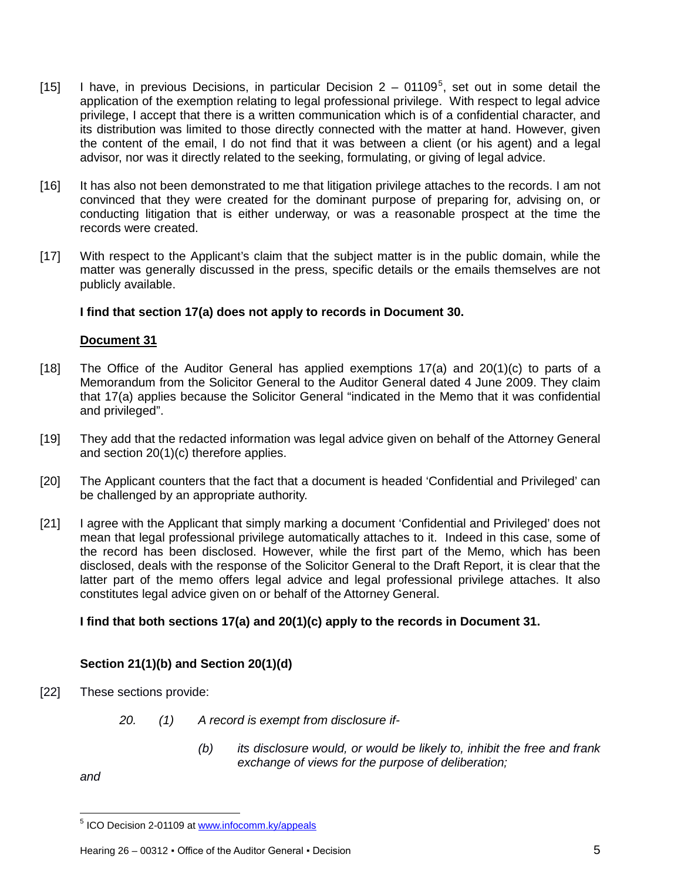[15] I have, in previous Decisions, in particular Decision 2 – 01109[5], set out in some detail the application of the exemption relating to legal professional privilege. With respect to legal advice privilege, I accept that there is a written communication which is of a confidential character, and its distribution was limited to those directly connected with the matter at hand. However, given the content of the email, I do not find that it was between a client (or his agent) and a legal advisor, nor was it directly related to the seeking, formulating, or giving of legal advice.

[16] It has also not been demonstrated to me that litigation privilege attaches to the records. I am not convinced that they were created for the dominant purpose of preparing for, advising on, or conducting litigation that is either underway, or was a reasonable prospect at the time the records were created.

[17] With respect to the Applicant's claim that the subject matter is in the public domain, while the matter was generally discussed in the press, specific details or the emails themselves are not publicly available.

**I find that section 17(a) does not apply to records in Document 30.**

**<u>Document 31</u>**

[18] The Office of the Auditor General has applied exemptions 17(a) and 20(1)(c) to parts of a Memorandum from the Solicitor General to the Auditor General dated 4 June 2009. They claim that 17(a) applies because the Solicitor General "indicated in the Memo that it was confidential and privileged".

[19] They add that the redacted information was legal advice given on behalf of the Attorney General and section 20(1)(c) therefore applies.

[20] The Applicant counters that the fact that a document is headed 'Confidential and Privileged' can be challenged by an appropriate authority.

[21] I agree with the Applicant that simply marking a document 'Confidential and Privileged' does not mean that legal professional privilege automatically attaches to it. Indeed in this case, some of the record has been disclosed. However, while the first part of the Memo, which has been disclosed, deals with the response of the Solicitor General to the Draft Report, it is clear that the latter part of the memo offers legal advice and legal professional privilege attaches. It also constitutes legal advice given on or behalf of the Attorney General.

**I find that both sections 17(a) and 20(1)(c) apply to the records in Document 31.**

**Section 21(1)(b) and Section 20(1)(d)**

[22] These sections provide:

> *20. (1) A record is exempt from disclosure if-*
>
> *(b) its disclosure would, or would be likely to, inhibit the free and frank exchange of views for the purpose of deliberation;*

*and*

---

[5] ICO Decision 2-01109 at www.infocomm.ky/appeals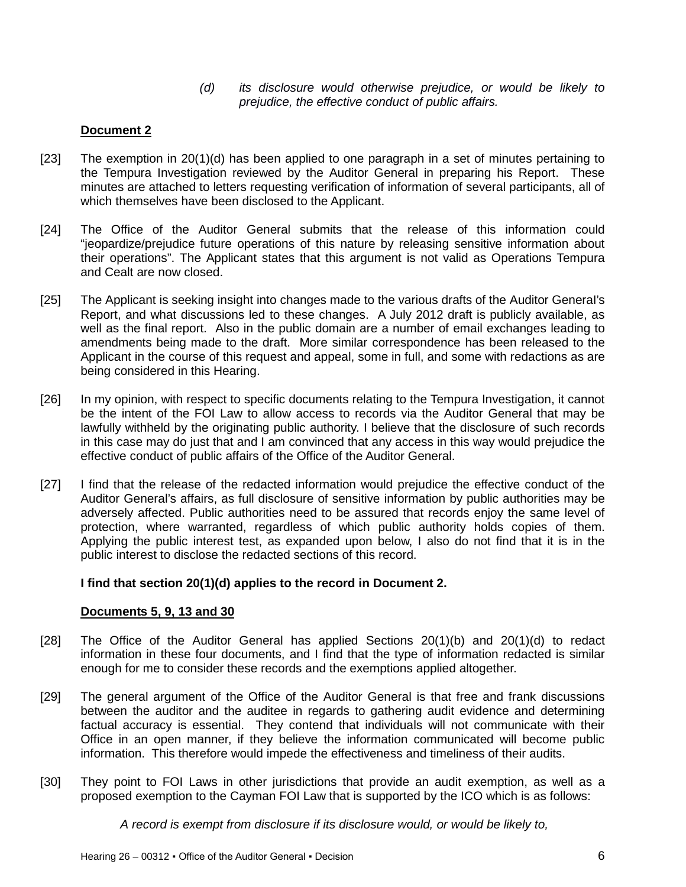> *(d) its disclosure would otherwise prejudice, or would be likely to prejudice, the effective conduct of public affairs.*

**Document 2**

[23] The exemption in 20(1)(d) has been applied to one paragraph in a set of minutes pertaining to the Tempura Investigation reviewed by the Auditor General in preparing his Report. These minutes are attached to letters requesting verification of information of several participants, all of which themselves have been disclosed to the Applicant.

[24] The Office of the Auditor General submits that the release of this information could "jeopardize/prejudice future operations of this nature by releasing sensitive information about their operations". The Applicant states that this argument is not valid as Operations Tempura and Cealt are now closed.

[25] The Applicant is seeking insight into changes made to the various drafts of the Auditor General's Report, and what discussions led to these changes. A July 2012 draft is publicly available, as well as the final report. Also in the public domain are a number of email exchanges leading to amendments being made to the draft. More similar correspondence has been released to the Applicant in the course of this request and appeal, some in full, and some with redactions as are being considered in this Hearing.

[26] In my opinion, with respect to specific documents relating to the Tempura Investigation, it cannot be the intent of the FOI Law to allow access to records via the Auditor General that may be lawfully withheld by the originating public authority. I believe that the disclosure of such records in this case may do just that and I am convinced that any access in this way would prejudice the effective conduct of public affairs of the Office of the Auditor General.

[27] I find that the release of the redacted information would prejudice the effective conduct of the Auditor General's affairs, as full disclosure of sensitive information by public authorities may be adversely affected. Public authorities need to be assured that records enjoy the same level of protection, where warranted, regardless of which public authority holds copies of them. Applying the public interest test, as expanded upon below, I also do not find that it is in the public interest to disclose the redacted sections of this record.

**I find that section 20(1)(d) applies to the record in Document 2.**

**Documents 5, 9, 13 and 30**

[28] The Office of the Auditor General has applied Sections 20(1)(b) and 20(1)(d) to redact information in these four documents, and I find that the type of information redacted is similar enough for me to consider these records and the exemptions applied altogether.

[29] The general argument of the Office of the Auditor General is that free and frank discussions between the auditor and the auditee in regards to gathering audit evidence and determining factual accuracy is essential. They contend that individuals will not communicate with their Office in an open manner, if they believe the information communicated will become public information. This therefore would impede the effectiveness and timeliness of their audits.

[30] They point to FOI Laws in other jurisdictions that provide an audit exemption, as well as a proposed exemption to the Cayman FOI Law that is supported by the ICO which is as follows:

> *A record is exempt from disclosure if its disclosure would, or would be likely to,*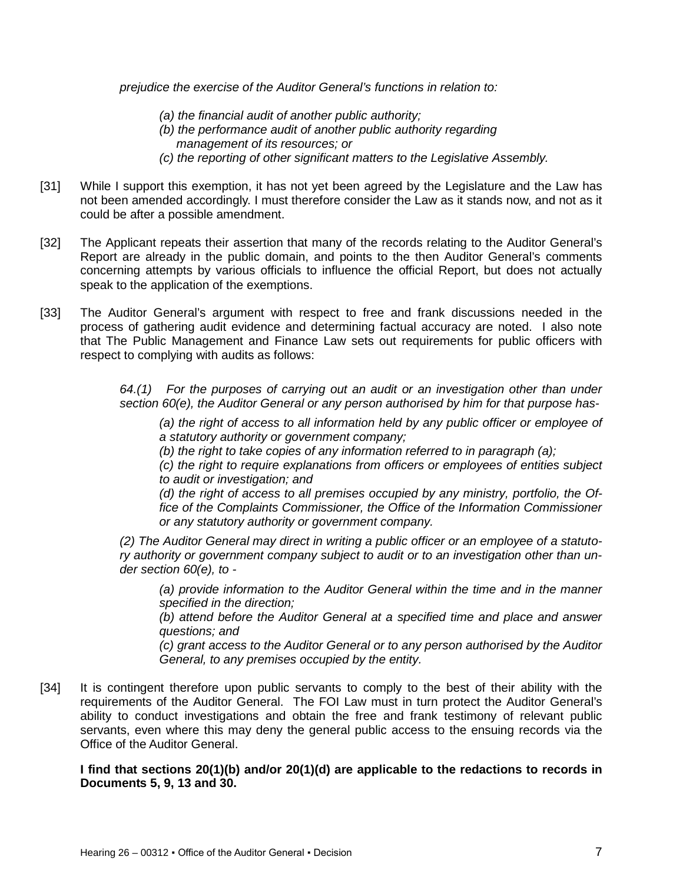*prejudice the exercise of the Auditor General's functions in relation to:*

> *(a) the financial audit of another public authority;*
> *(b) the performance audit of another public authority regarding management of its resources; or*
> *(c) the reporting of other significant matters to the Legislative Assembly.*

[31] While I support this exemption, it has not yet been agreed by the Legislature and the Law has not been amended accordingly. I must therefore consider the Law as it stands now, and not as it could be after a possible amendment.

[32] The Applicant repeats their assertion that many of the records relating to the Auditor General's Report are already in the public domain, and points to the then Auditor General's comments concerning attempts by various officials to influence the official Report, but does not actually speak to the application of the exemptions.

[33] The Auditor General's argument with respect to free and frank discussions needed in the process of gathering audit evidence and determining factual accuracy are noted. I also note that The Public Management and Finance Law sets out requirements for public officers with respect to complying with audits as follows:

> *64.(1) For the purposes of carrying out an audit or an investigation other than under section 60(e), the Auditor General or any person authorised by him for that purpose has-*
>
> > *(a) the right of access to all information held by any public officer or employee of a statutory authority or government company;*
> > *(b) the right to take copies of any information referred to in paragraph (a);*
> > *(c) the right to require explanations from officers or employees of entities subject to audit or investigation; and*
> > *(d) the right of access to all premises occupied by any ministry, portfolio, the Office of the Complaints Commissioner, the Office of the Information Commissioner or any statutory authority or government company.*
>
> *(2) The Auditor General may direct in writing a public officer or an employee of a statutory authority or government company subject to audit or to an investigation other than under section 60(e), to -*
>
> > *(a) provide information to the Auditor General within the time and in the manner specified in the direction;*
> > *(b) attend before the Auditor General at a specified time and place and answer questions; and*
> > *(c) grant access to the Auditor General or to any person authorised by the Auditor General, to any premises occupied by the entity.*

[34] It is contingent therefore upon public servants to comply to the best of their ability with the requirements of the Auditor General. The FOI Law must in turn protect the Auditor General's ability to conduct investigations and obtain the free and frank testimony of relevant public servants, even where this may deny the general public access to the ensuing records via the Office of the Auditor General.

**I find that sections 20(1)(b) and/or 20(1)(d) are applicable to the redactions to records in Documents 5, 9, 13 and 30.**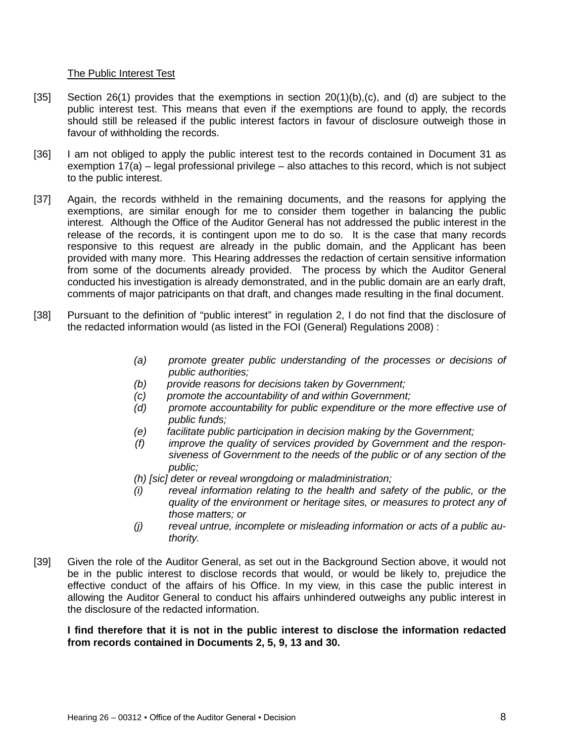The Public Interest Test

[35] Section 26(1) provides that the exemptions in section 20(1)(b),(c), and (d) are subject to the public interest test. This means that even if the exemptions are found to apply, the records should still be released if the public interest factors in favour of disclosure outweigh those in favour of withholding the records.

[36] I am not obliged to apply the public interest test to the records contained in Document 31 as exemption 17(a) – legal professional privilege – also attaches to this record, which is not subject to the public interest.

[37] Again, the records withheld in the remaining documents, and the reasons for applying the exemptions, are similar enough for me to consider them together in balancing the public interest. Although the Office of the Auditor General has not addressed the public interest in the release of the records, it is contingent upon me to do so. It is the case that many records responsive to this request are already in the public domain, and the Applicant has been provided with many more. This Hearing addresses the redaction of certain sensitive information from some of the documents already provided. The process by which the Auditor General conducted his investigation is already demonstrated, and in the public domain are an early draft, comments of major patricipants on that draft, and changes made resulting in the final document.

[38] Pursuant to the definition of "public interest" in regulation 2, I do not find that the disclosure of the redacted information would (as listed in the FOI (General) Regulations 2008) :

*(a) promote greater public understanding of the processes or decisions of public authorities;*
*(b) provide reasons for decisions taken by Government;*
*(c) promote the accountability of and within Government;*
*(d) promote accountability for public expenditure or the more effective use of public funds;*
*(e) facilitate public participation in decision making by the Government;*
*(f) improve the quality of services provided by Government and the responsiveness of Government to the needs of the public or of any section of the public;*
*(h) [sic] deter or reveal wrongdoing or maladministration;*
*(i) reveal information relating to the health and safety of the public, or the quality of the environment or heritage sites, or measures to protect any of those matters; or*
*(j) reveal untrue, incomplete or misleading information or acts of a public authority.*

[39] Given the role of the Auditor General, as set out in the Background Section above, it would not be in the public interest to disclose records that would, or would be likely to, prejudice the effective conduct of the affairs of his Office. In my view, in this case the public interest in allowing the Auditor General to conduct his affairs unhindered outweighs any public interest in the disclosure of the redacted information.

**I find therefore that it is not in the public interest to disclose the information redacted from records contained in Documents 2, 5, 9, 13 and 30.**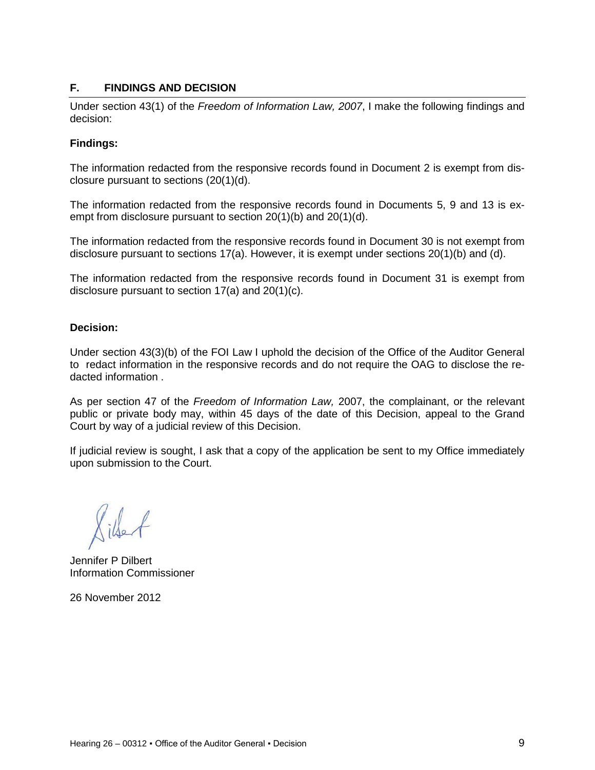## F. FINDINGS AND DECISION

Under section 43(1) of the *Freedom of Information Law, 2007*, I make the following findings and decision:

**Findings:**

The information redacted from the responsive records found in Document 2 is exempt from disclosure pursuant to sections (20(1)(d).

The information redacted from the responsive records found in Documents 5, 9 and 13 is exempt from disclosure pursuant to section 20(1)(b) and 20(1)(d).

The information redacted from the responsive records found in Document 30 is not exempt from disclosure pursuant to sections 17(a). However, it is exempt under sections 20(1)(b) and (d).

The information redacted from the responsive records found in Document 31 is exempt from disclosure pursuant to section 17(a) and 20(1)(c).

**Decision:**

Under section 43(3)(b) of the FOI Law I uphold the decision of the Office of the Auditor General to redact information in the responsive records and do not require the OAG to disclose the redacted information .

As per section 47 of the *Freedom of Information Law,* 2007, the complainant, or the relevant public or private body may, within 45 days of the date of this Decision, appeal to the Grand Court by way of a judicial review of this Decision.

If judicial review is sought, I ask that a copy of the application be sent to my Office immediately upon submission to the Court.

Jennifer P Dilbert
Information Commissioner

26 November 2012